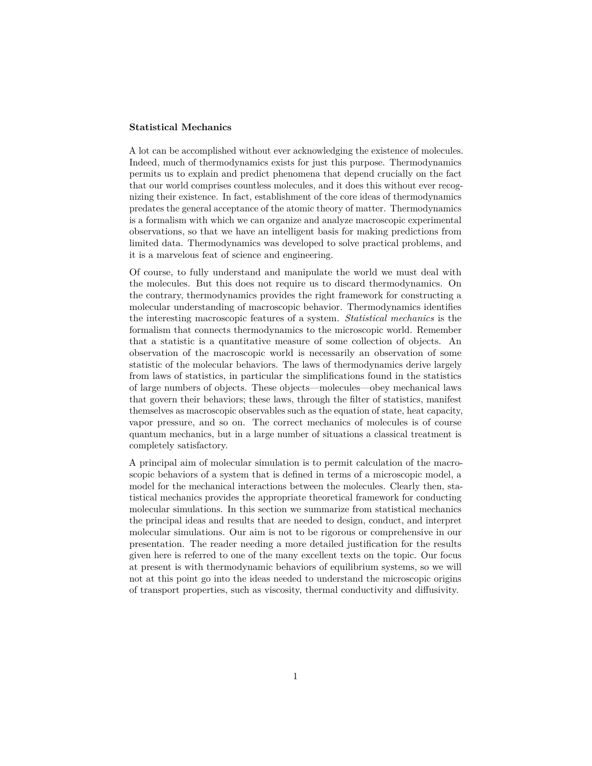**Statistical Mechanics**

A lot can be accomplished without ever acknowledging the existence of molecules. Indeed, much of thermodynamics exists for just this purpose. Thermodynamics permits us to explain and predict phenomena that depend crucially on the fact that our world comprises countless molecules, and it does this without ever recognizing their existence. In fact, establishment of the core ideas of thermodynamics predates the general acceptance of the atomic theory of matter. Thermodynamics is a formalism with which we can organize and analyze macroscopic experimental observations, so that we have an intelligent basis for making predictions from limited data. Thermodynamics was developed to solve practical problems, and it is a marvelous feat of science and engineering.

Of course, to fully understand and manipulate the world we must deal with the molecules. But this does not require us to discard thermodynamics. On the contrary, thermodynamics provides the right framework for constructing a molecular understanding of macroscopic behavior. Thermodynamics identifies the interesting macroscopic features of a system. *Statistical mechanics* is the formalism that connects thermodynamics to the microscopic world. Remember that a statistic is a quantitative measure of some collection of objects. An observation of the macroscopic world is necessarily an observation of some statistic of the molecular behaviors. The laws of thermodynamics derive largely from laws of statistics, in particular the simplifications found in the statistics of large numbers of objects. These objects—molecules—obey mechanical laws that govern their behaviors; these laws, through the filter of statistics, manifest themselves as macroscopic observables such as the equation of state, heat capacity, vapor pressure, and so on. The correct mechanics of molecules is of course quantum mechanics, but in a large number of situations a classical treatment is completely satisfactory.

A principal aim of molecular simulation is to permit calculation of the macroscopic behaviors of a system that is defined in terms of a microscopic model, a model for the mechanical interactions between the molecules. Clearly then, statistical mechanics provides the appropriate theoretical framework for conducting molecular simulations. In this section we summarize from statistical mechanics the principal ideas and results that are needed to design, conduct, and interpret molecular simulations. Our aim is not to be rigorous or comprehensive in our presentation. The reader needing a more detailed justification for the results given here is referred to one of the many excellent texts on the topic. Our focus at present is with thermodynamic behaviors of equilibrium systems, so we will not at this point go into the ideas needed to understand the microscopic origins of transport properties, such as viscosity, thermal conductivity and diffusivity.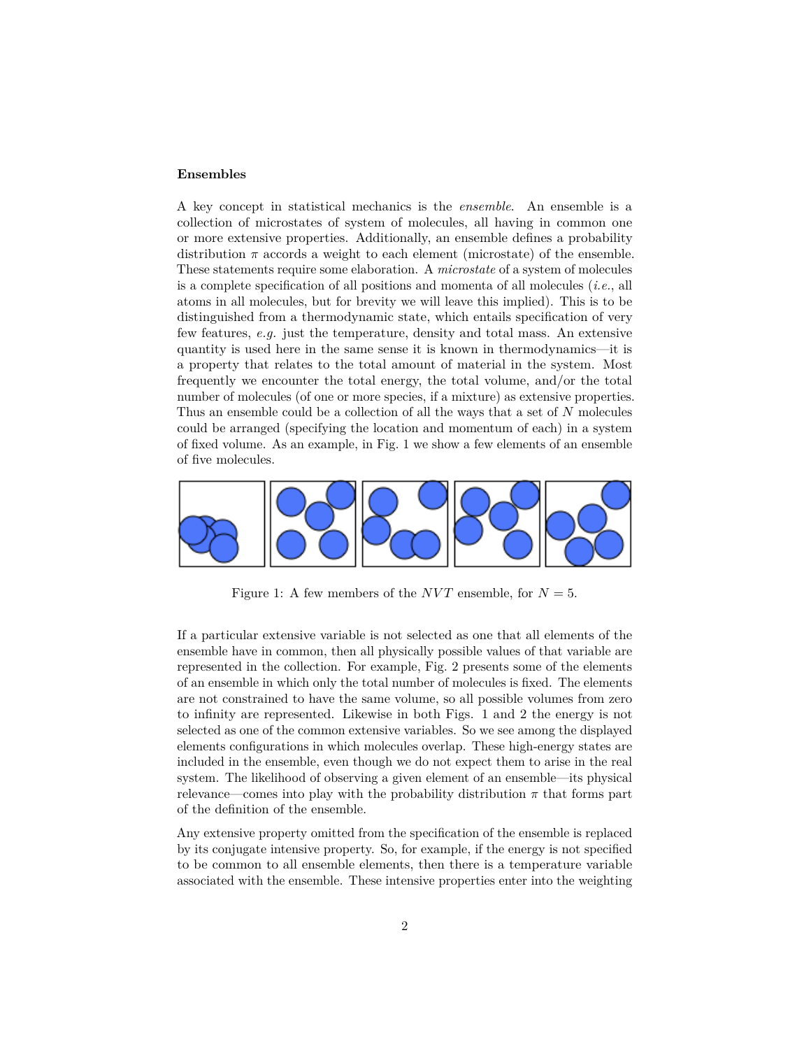### Ensembles

A key concept in statistical mechanics is the *ensemble*. An ensemble is a collection of microstates of system of molecules, all having in common one or more extensive properties. Additionally, an ensemble defines a probability distribution $\pi$ accords a weight to each element (microstate) of the ensemble. These statements require some elaboration. A *microstate* of a system of molecules is a complete specification of all positions and momenta of all molecules (*i.e.*, all atoms in all molecules, but for brevity we will leave this implied). This is to be distinguished from a thermodynamic state, which entails specification of very few features, *e.g.* just the temperature, density and total mass. An extensive quantity is used here in the same sense it is known in thermodynamics—it is a property that relates to the total amount of material in the system. Most frequently we encounter the total energy, the total volume, and/or the total number of molecules (of one or more species, if a mixture) as extensive properties. Thus an ensemble could be a collection of all the ways that a set of $N$ molecules could be arranged (specifying the location and momentum of each) in a system of fixed volume. As an example, in Fig. 1 we show a few elements of an ensemble of five molecules.

Figure 1: A few members of the $NVT$ ensemble, for $N = 5$.

If a particular extensive variable is not selected as one that all elements of the ensemble have in common, then all physically possible values of that variable are represented in the collection. For example, Fig. 2 presents some of the elements of an ensemble in which only the total number of molecules is fixed. The elements are not constrained to have the same volume, so all possible volumes from zero to infinity are represented. Likewise in both Figs. 1 and 2 the energy is not selected as one of the common extensive variables. So we see among the displayed elements configurations in which molecules overlap. These high-energy states are included in the ensemble, even though we do not expect them to arise in the real system. The likelihood of observing a given element of an ensemble—its physical relevance—comes into play with the probability distribution $\pi$ that forms part of the definition of the ensemble.

Any extensive property omitted from the specification of the ensemble is replaced by its conjugate intensive property. So, for example, if the energy is not specified to be common to all ensemble elements, then there is a temperature variable associated with the ensemble. These intensive properties enter into the weighting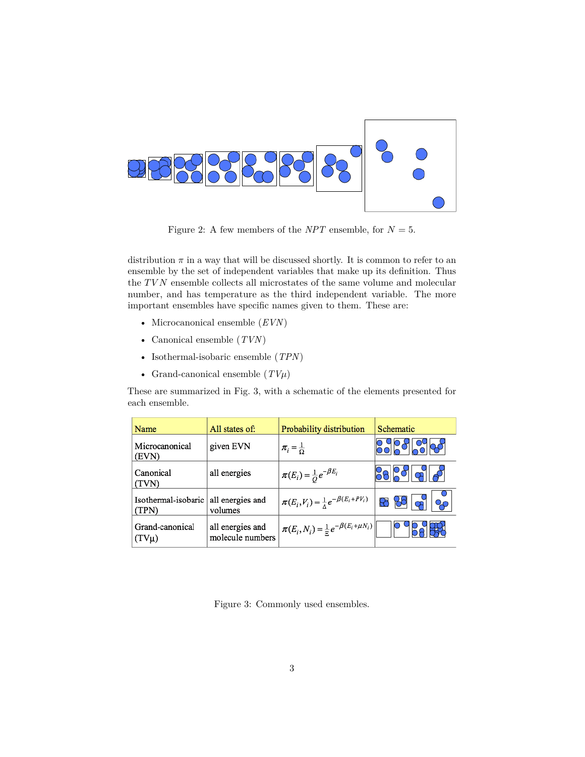Figure 2: A few members of the $NPT$ ensemble, for $N = 5$.

distribution $\pi$ in a way that will be discussed shortly. It is common to refer to an ensemble by the set of independent variables that make up its definition. Thus the $TVN$ ensemble collects all microstates of the same volume and molecular number, and has temperature as the third independent variable. The more important ensembles have specific names given to them. These are:

- Microcanonical ensemble ($EVN$)
- Canonical ensemble ($TVN$)
- Isothermal-isobaric ensemble ($TPN$)
- Grand-canonical ensemble ($TV\mu$)

These are summarized in Fig. 3, with a schematic of the elements presented for each ensemble.

| Name | All states of: | Probability distribution | Schematic |
|---|---|---|---|
| Microcanonical (EVN) | given EVN | $\pi_i = \frac{1}{\Omega}$ | |
| Canonical (TVN) | all energies | $\pi(E_i) = \frac{1}{Q} e^{-\beta E_i}$ | |
| Isothermal-isobaric (TPN) | all energies and volumes | $\pi(E_i, V_i) = \frac{1}{\Delta} e^{-\beta(E_i + PV_i)}$ | |
| Grand-canonical (TVμ) | all energies and molecule numbers | $\pi(E_i, N_i) = \frac{1}{\Xi} e^{-\beta(E_i + \mu N_i)}$ | |

Figure 3: Commonly used ensembles.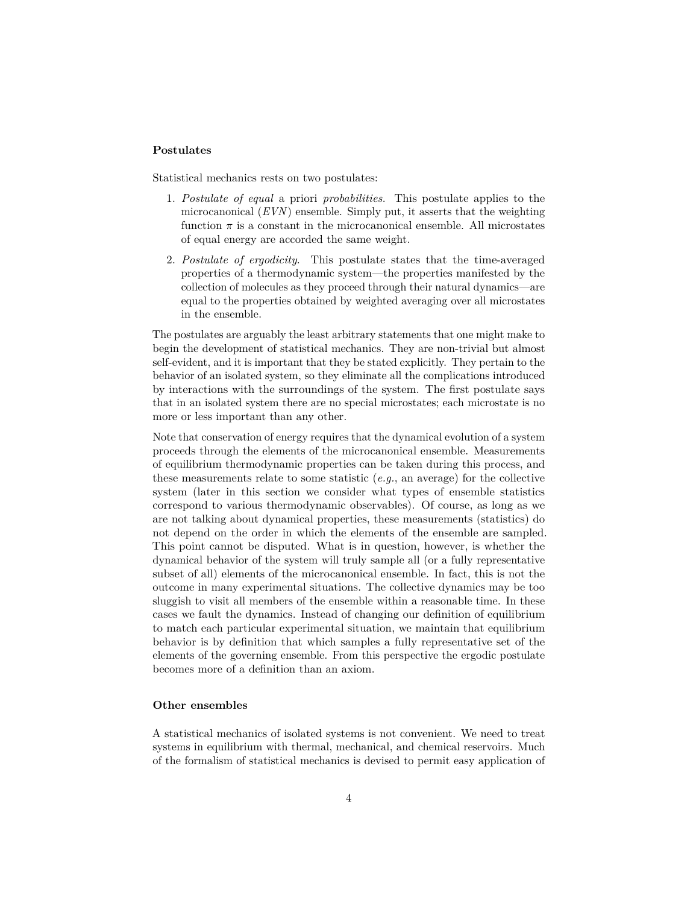### Postulates

Statistical mechanics rests on two postulates:

1. *Postulate of equal* a priori *probabilities*. This postulate applies to the microcanonical ($EVN$) ensemble. Simply put, it asserts that the weighting function $\pi$ is a constant in the microcanonical ensemble. All microstates of equal energy are accorded the same weight.
2. *Postulate of ergodicity*. This postulate states that the time-averaged properties of a thermodynamic system—the properties manifested by the collection of molecules as they proceed through their natural dynamics—are equal to the properties obtained by weighted averaging over all microstates in the ensemble.

The postulates are arguably the least arbitrary statements that one might make to begin the development of statistical mechanics. They are non-trivial but almost self-evident, and it is important that they be stated explicitly. They pertain to the behavior of an isolated system, so they eliminate all the complications introduced by interactions with the surroundings of the system. The first postulate says that in an isolated system there are no special microstates; each microstate is no more or less important than any other.

Note that conservation of energy requires that the dynamical evolution of a system proceeds through the elements of the microcanonical ensemble. Measurements of equilibrium thermodynamic properties can be taken during this process, and these measurements relate to some statistic (*e.g.*, an average) for the collective system (later in this section we consider what types of ensemble statistics correspond to various thermodynamic observables). Of course, as long as we are not talking about dynamical properties, these measurements (statistics) do not depend on the order in which the elements of the ensemble are sampled. This point cannot be disputed. What is in question, however, is whether the dynamical behavior of the system will truly sample all (or a fully representative subset of all) elements of the microcanonical ensemble. In fact, this is not the outcome in many experimental situations. The collective dynamics may be too sluggish to visit all members of the ensemble within a reasonable time. In these cases we fault the dynamics. Instead of changing our definition of equilibrium to match each particular experimental situation, we maintain that equilibrium behavior is by definition that which samples a fully representative set of the elements of the governing ensemble. From this perspective the ergodic postulate becomes more of a definition than an axiom.

### Other ensembles

A statistical mechanics of isolated systems is not convenient. We need to treat systems in equilibrium with thermal, mechanical, and chemical reservoirs. Much of the formalism of statistical mechanics is devised to permit easy application of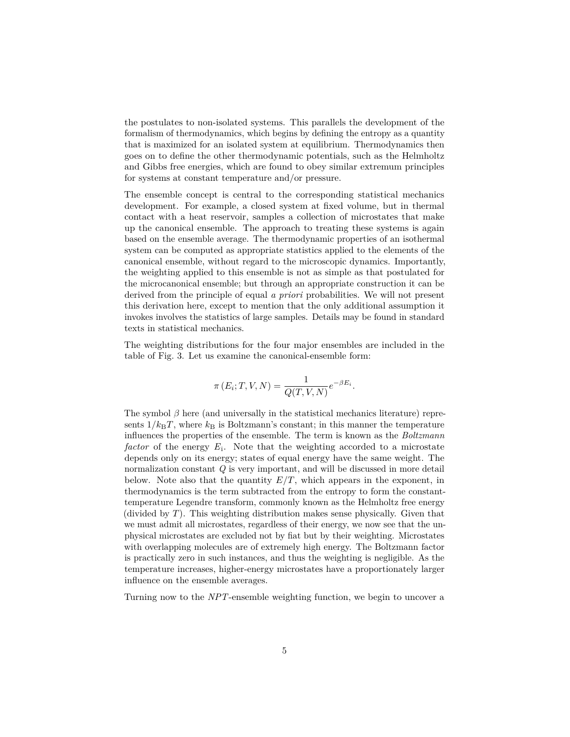the postulates to non-isolated systems. This parallels the development of the formalism of thermodynamics, which begins by defining the entropy as a quantity that is maximized for an isolated system at equilibrium. Thermodynamics then goes on to define the other thermodynamic potentials, such as the Helmholtz and Gibbs free energies, which are found to obey similar extremum principles for systems at constant temperature and/or pressure.

The ensemble concept is central to the corresponding statistical mechanics development. For example, a closed system at fixed volume, but in thermal contact with a heat reservoir, samples a collection of microstates that make up the canonical ensemble. The approach to treating these systems is again based on the ensemble average. The thermodynamic properties of an isothermal system can be computed as appropriate statistics applied to the elements of the canonical ensemble, without regard to the microscopic dynamics. Importantly, the weighting applied to this ensemble is not as simple as that postulated for the microcanonical ensemble; but through an appropriate construction it can be derived from the principle of equal *a priori* probabilities. We will not present this derivation here, except to mention that the only additional assumption it invokes involves the statistics of large samples. Details may be found in standard texts in statistical mechanics.

The weighting distributions for the four major ensembles are included in the table of Fig. 3. Let us examine the canonical-ensemble form:

$$\pi\left(E_i; T, V, N\right) = \frac{1}{Q(T, V, N)} e^{-\beta E_i}.$$

The symbol $\beta$ here (and universally in the statistical mechanics literature) represents $1/k_{\mathrm{B}}T$, where $k_{\mathrm{B}}$ is Boltzmann's constant; in this manner the temperature influences the properties of the ensemble. The term is known as the *Boltzmann factor* of the energy $E_{\mathrm{i}}$. Note that the weighting accorded to a microstate depends only on its energy; states of equal energy have the same weight. The normalization constant $Q$ is very important, and will be discussed in more detail below. Note also that the quantity $E/T$, which appears in the exponent, in thermodynamics is the term subtracted from the entropy to form the constant-temperature Legendre transform, commonly known as the Helmholtz free energy (divided by $T$). This weighting distribution makes sense physically. Given that we must admit all microstates, regardless of their energy, we now see that the unphysical microstates are excluded not by fiat but by their weighting. Microstates with overlapping molecules are of extremely high energy. The Boltzmann factor is practically zero in such instances, and thus the weighting is negligible. As the temperature increases, higher-energy microstates have a proportionately larger influence on the ensemble averages.

Turning now to the $NPT$-ensemble weighting function, we begin to uncover a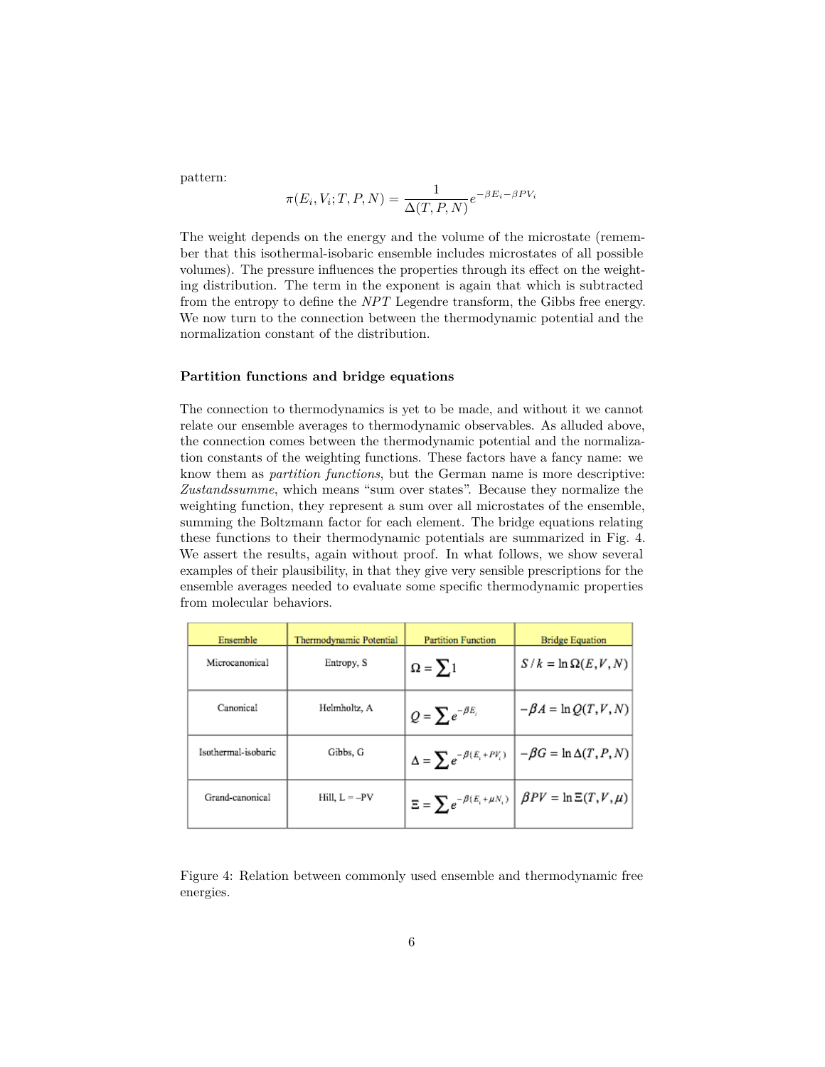pattern:

$$\pi(E_i, V_i; T, P, N) = \frac{1}{\Delta(T, P, N)} e^{-\beta E_i - \beta P V_i}$$

The weight depends on the energy and the volume of the microstate (remember that this isothermal-isobaric ensemble includes microstates of all possible volumes). The pressure influences the properties through its effect on the weighting distribution. The term in the exponent is again that which is subtracted from the entropy to define the *NPT* Legendre transform, the Gibbs free energy. We now turn to the connection between the thermodynamic potential and the normalization constant of the distribution.

### Partition functions and bridge equations

The connection to thermodynamics is yet to be made, and without it we cannot relate our ensemble averages to thermodynamic observables. As alluded above, the connection comes between the thermodynamic potential and the normalization constants of the weighting functions. These factors have a fancy name: we know them as *partition functions*, but the German name is more descriptive: *Zustandssumme*, which means "sum over states". Because they normalize the weighting function, they represent a sum over all microstates of the ensemble, summing the Boltzmann factor for each element. The bridge equations relating these functions to their thermodynamic potentials are summarized in Fig. 4. We assert the results, again without proof. In what follows, we show several examples of their plausibility, in that they give very sensible prescriptions for the ensemble averages needed to evaluate some specific thermodynamic properties from molecular behaviors.

| Ensemble | Thermodynamic Potential | Partition Function | Bridge Equation |
|---|---|---|---|
| Microcanonical | Entropy, S | $\Omega = \sum 1$ | $S/k = \ln \Omega(E,V,N)$ |
| Canonical | Helmholtz, A | $Q = \sum e^{-\beta E_i}$ | $-\beta A = \ln Q(T,V,N)$ |
| Isothermal-isobaric | Gibbs, G | $\Delta = \sum e^{-\beta(E_i + PV_i)}$ | $-\beta G = \ln \Delta(T,P,N)$ |
| Grand-canonical | Hill, L = –PV | $\Xi = \sum e^{-\beta(E_i + \mu N_i)}$ | $\beta PV = \ln \Xi(T,V,\mu)$ |

Figure 4: Relation between commonly used ensemble and thermodynamic free energies.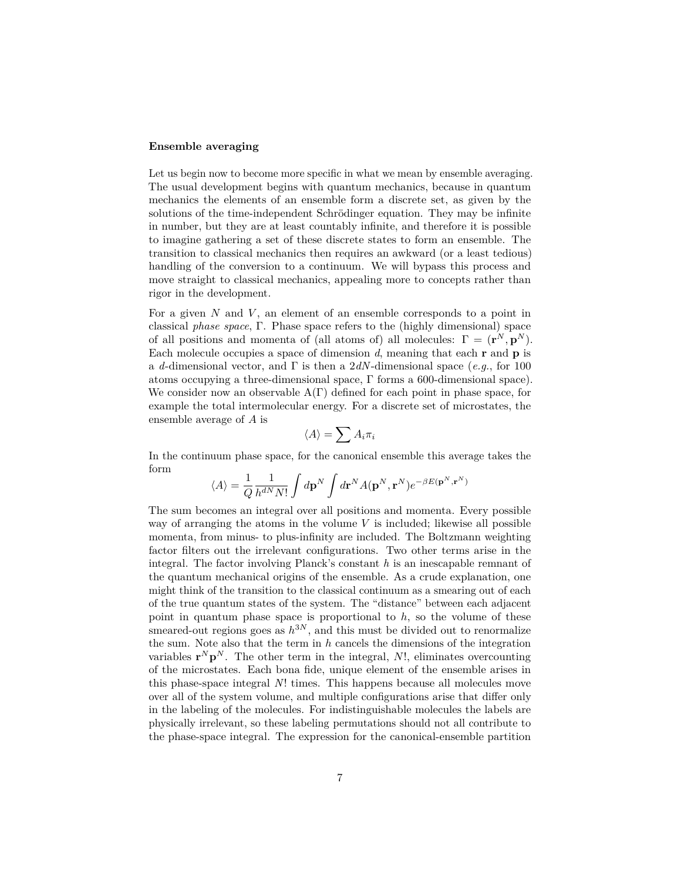**Ensemble averaging**

Let us begin now to become more specific in what we mean by ensemble averaging. The usual development begins with quantum mechanics, because in quantum mechanics the elements of an ensemble form a discrete set, as given by the solutions of the time-independent Schrödinger equation. They may be infinite in number, but they are at least countably infinite, and therefore it is possible to imagine gathering a set of these discrete states to form an ensemble. The transition to classical mechanics then requires an awkward (or a least tedious) handling of the conversion to a continuum. We will bypass this process and move straight to classical mechanics, appealing more to concepts rather than rigor in the development.

For a given $N$ and $V$, an element of an ensemble corresponds to a point in classical *phase space*, $\Gamma$. Phase space refers to the (highly dimensional) space of all positions and momenta of (all atoms of) all molecules: $\Gamma = (\mathbf{r}^N, \mathbf{p}^N)$. Each molecule occupies a space of dimension $d$, meaning that each $\mathbf{r}$ and $\mathbf{p}$ is a $d$-dimensional vector, and $\Gamma$ is then a $2dN$-dimensional space (*e.g.*, for 100 atoms occupying a three-dimensional space, $\Gamma$ forms a 600-dimensional space). We consider now an observable $\mathrm{A}(\Gamma)$ defined for each point in phase space, for example the total intermolecular energy. For a discrete set of microstates, the ensemble average of $A$ is

$$\langle A \rangle = \sum A_i \pi_i$$

In the continuum phase space, for the canonical ensemble this average takes the form

$$\langle A \rangle = \frac{1}{Q} \frac{1}{h^{dN} N!} \int d\mathbf{p}^N \int d\mathbf{r}^N A(\mathbf{p}^N, \mathbf{r}^N) e^{-\beta E(\mathbf{p}^N, \mathbf{r}^N)}$$

The sum becomes an integral over all positions and momenta. Every possible way of arranging the atoms in the volume $V$ is included; likewise all possible momenta, from minus- to plus-infinity are included. The Boltzmann weighting factor filters out the irrelevant configurations. Two other terms arise in the integral. The factor involving Planck's constant $h$ is an inescapable remnant of the quantum mechanical origins of the ensemble. As a crude explanation, one might think of the transition to the classical continuum as a smearing out of each of the true quantum states of the system. The "distance" between each adjacent point in quantum phase space is proportional to $h$, so the volume of these smeared-out regions goes as $h^{3N}$, and this must be divided out to renormalize the sum. Note also that the term in $h$ cancels the dimensions of the integration variables $\mathbf{r}^N \mathbf{p}^N$. The other term in the integral, $N!$, eliminates overcounting of the microstates. Each bona fide, unique element of the ensemble arises in this phase-space integral $N!$ times. This happens because all molecules move over all of the system volume, and multiple configurations arise that differ only in the labeling of the molecules. For indistinguishable molecules the labels are physically irrelevant, so these labeling permutations should not all contribute to the phase-space integral. The expression for the canonical-ensemble partition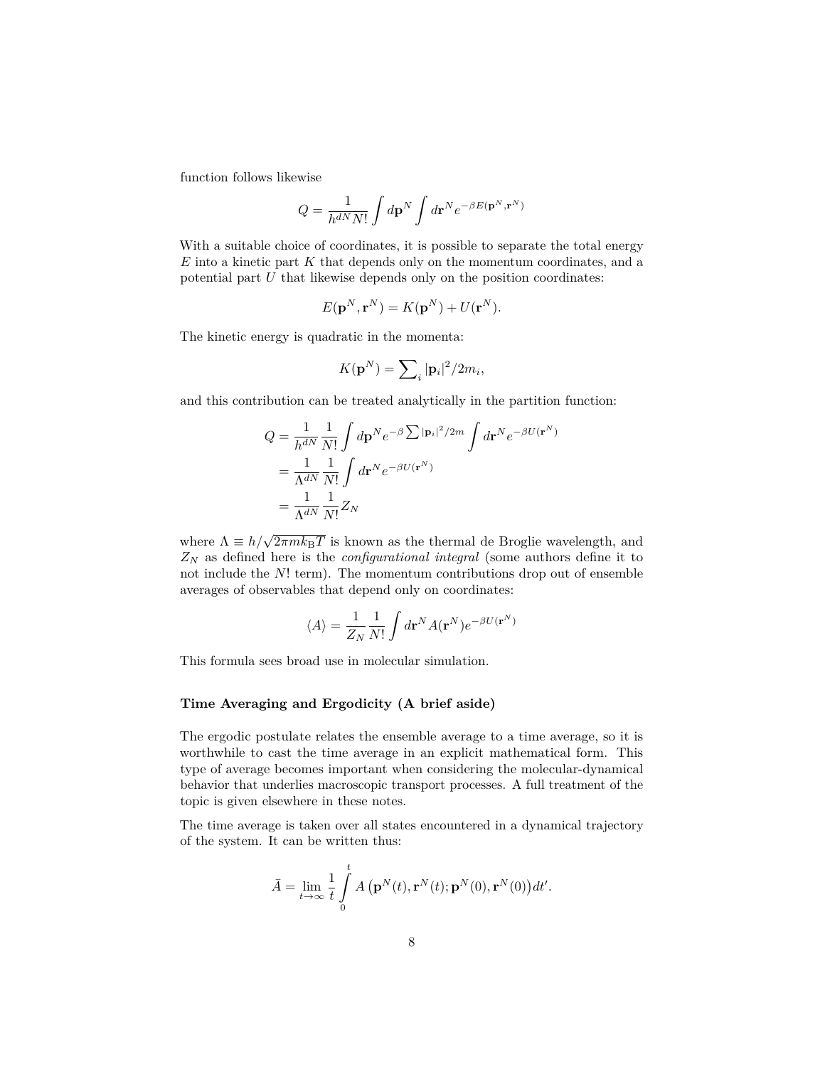function follows likewise

$$Q = \frac{1}{h^{dN} N!} \int d\mathbf{p}^N \int d\mathbf{r}^N e^{-\beta E(\mathbf{p}^N, \mathbf{r}^N)}$$

With a suitable choice of coordinates, it is possible to separate the total energy $E$ into a kinetic part $K$ that depends only on the momentum coordinates, and a potential part $U$ that likewise depends only on the position coordinates:

$$E(\mathbf{p}^N, \mathbf{r}^N) = K(\mathbf{p}^N) + U(\mathbf{r}^N).$$

The kinetic energy is quadratic in the momenta:

$$K(\mathbf{p}^N) = \sum\nolimits_i |\mathbf{p}_i|^2 / 2m_i,$$

and this contribution can be treated analytically in the partition function:

$$\begin{aligned}
Q &= \frac{1}{h^{dN}} \frac{1}{N!} \int d\mathbf{p}^N e^{-\beta \sum |\mathbf{p}_i|^2/2m} \int d\mathbf{r}^N e^{-\beta U(\mathbf{r}^N)} \\
&= \frac{1}{\Lambda^{dN}} \frac{1}{N!} \int d\mathbf{r}^N e^{-\beta U(\mathbf{r}^N)} \\
&= \frac{1}{\Lambda^{dN}} \frac{1}{N!} Z_N
\end{aligned}$$

where $\Lambda \equiv h/\sqrt{2\pi m k_\mathrm{B} T}$ is known as the thermal de Broglie wavelength, and $Z_N$ as defined here is the *configurational integral* (some authors define it to not include the $N!$ term). The momentum contributions drop out of ensemble averages of observables that depend only on coordinates:

$$\langle A \rangle = \frac{1}{Z_N} \frac{1}{N!} \int d\mathbf{r}^N A(\mathbf{r}^N) e^{-\beta U(\mathbf{r}^N)}$$

This formula sees broad use in molecular simulation.

### Time Averaging and Ergodicity (A brief aside)

The ergodic postulate relates the ensemble average to a time average, so it is worthwhile to cast the time average in an explicit mathematical form. This type of average becomes important when considering the molecular-dynamical behavior that underlies macroscopic transport processes. A full treatment of the topic is given elsewhere in these notes.

The time average is taken over all states encountered in a dynamical trajectory of the system. It can be written thus:

$$\bar{A} = \lim_{t \to \infty} \frac{1}{t} \int_0^t A\left(\mathbf{p}^N(t), \mathbf{r}^N(t); \mathbf{p}^N(0), \mathbf{r}^N(0)\right) dt'.$$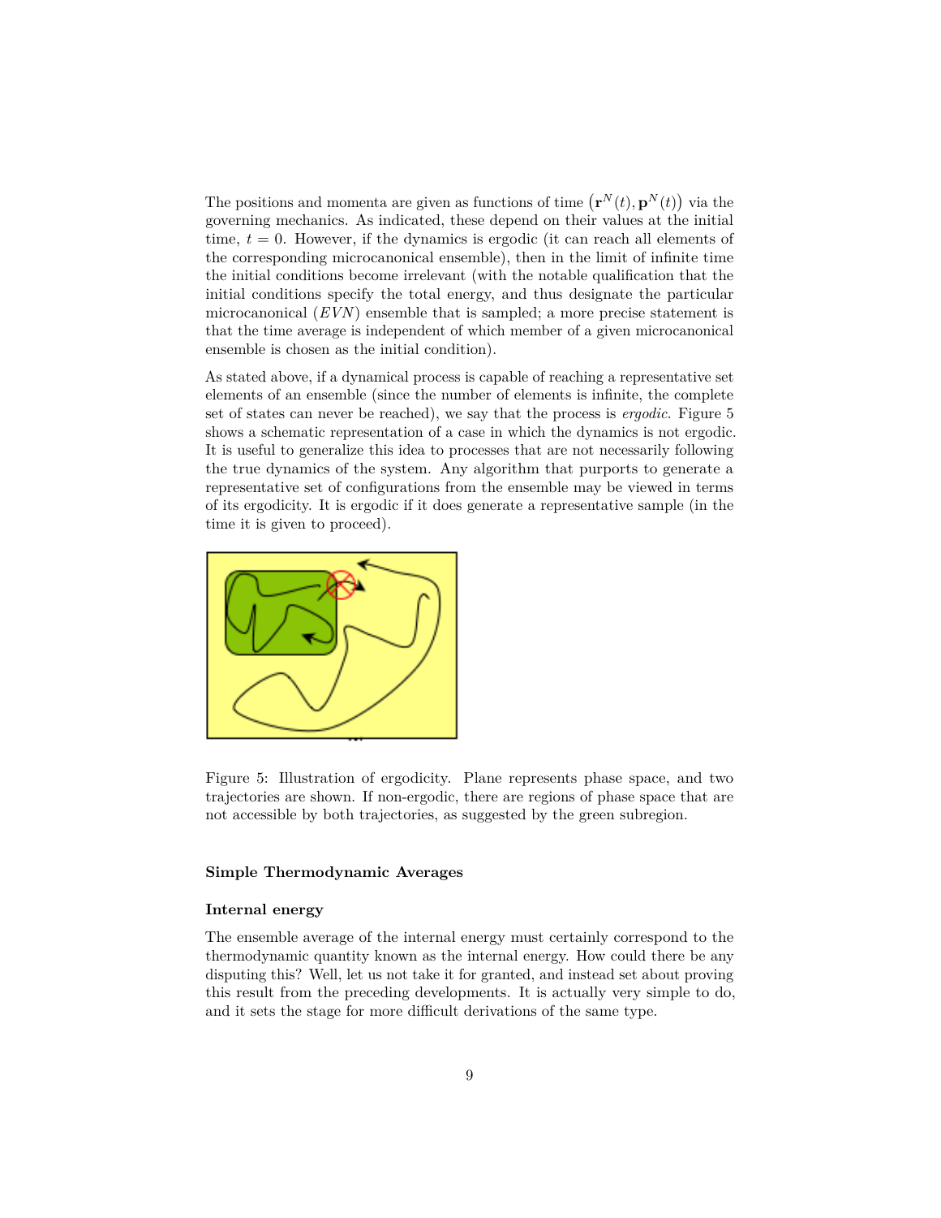The positions and momenta are given as functions of time $(\mathbf{r}^N(t), \mathbf{p}^N(t))$ via the governing mechanics. As indicated, these depend on their values at the initial time, $t = 0$. However, if the dynamics is ergodic (it can reach all elements of the corresponding microcanonical ensemble), then in the limit of infinite time the initial conditions become irrelevant (with the notable qualification that the initial conditions specify the total energy, and thus designate the particular microcanonical ($EVN$) ensemble that is sampled; a more precise statement is that the time average is independent of which member of a given microcanonical ensemble is chosen as the initial condition).

As stated above, if a dynamical process is capable of reaching a representative set elements of an ensemble (since the number of elements is infinite, the complete set of states can never be reached), we say that the process is *ergodic*. Figure 5 shows a schematic representation of a case in which the dynamics is not ergodic. It is useful to generalize this idea to processes that are not necessarily following the true dynamics of the system. Any algorithm that purports to generate a representative set of configurations from the ensemble may be viewed in terms of its ergodicity. It is ergodic if it does generate a representative sample (in the time it is given to proceed).

Figure 5: Illustration of ergodicity. Plane represents phase space, and two trajectories are shown. If non-ergodic, there are regions of phase space that are not accessible by both trajectories, as suggested by the green subregion.

## Simple Thermodynamic Averages

### Internal energy

The ensemble average of the internal energy must certainly correspond to the thermodynamic quantity known as the internal energy. How could there be any disputing this? Well, let us not take it for granted, and instead set about proving this result from the preceding developments. It is actually very simple to do, and it sets the stage for more difficult derivations of the same type.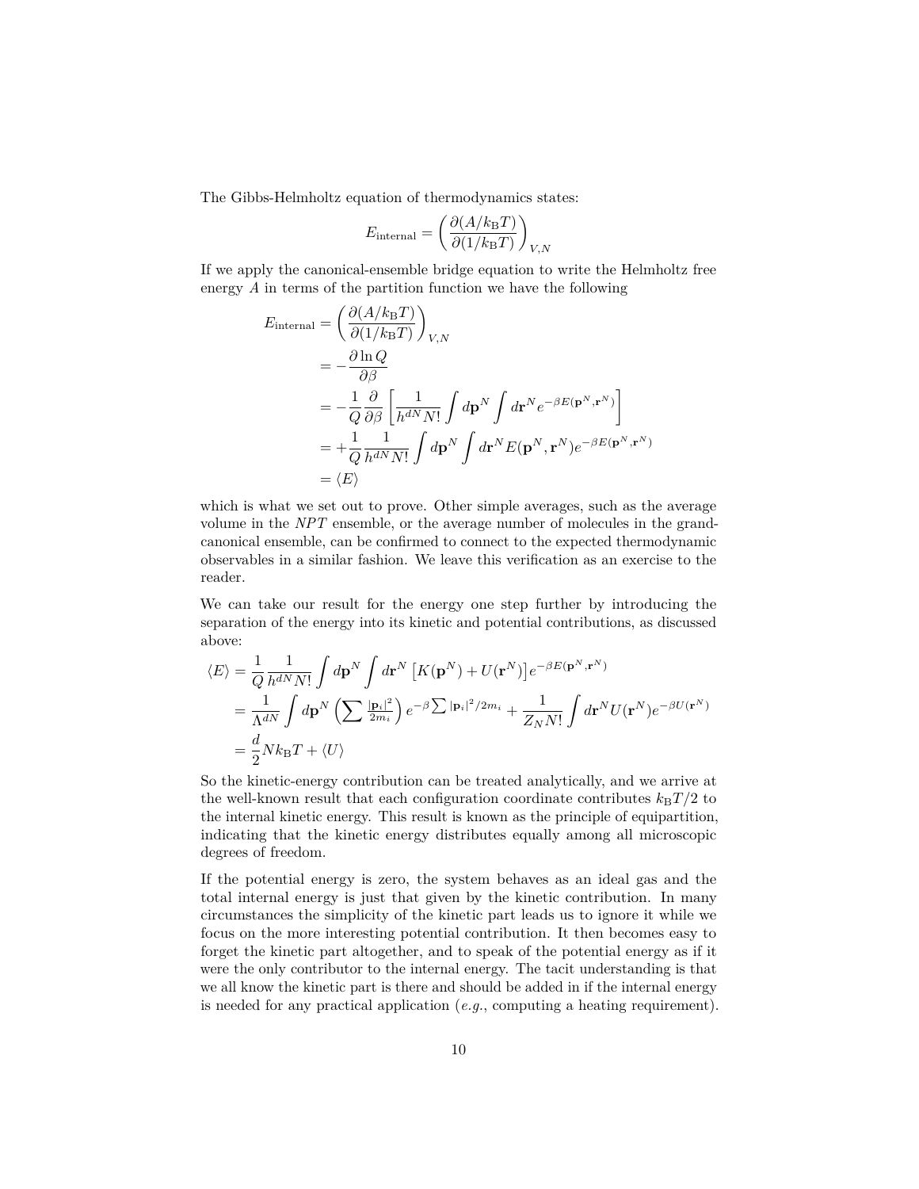The Gibbs-Helmholtz equation of thermodynamics states:

$$E_{\text{internal}} = \left(\frac{\partial(A/k_{\text{B}}T)}{\partial(1/k_{\text{B}}T)}\right)_{V,N}$$

If we apply the canonical-ensemble bridge equation to write the Helmholtz free energy $A$ in terms of the partition function we have the following

$$\begin{aligned}
E_{\text{internal}} &= \left(\frac{\partial(A/k_{\text{B}}T)}{\partial(1/k_{\text{B}}T)}\right)_{V,N} \\
&= -\frac{\partial \ln Q}{\partial \beta} \\
&= -\frac{1}{Q}\frac{\partial}{\partial \beta}\left[\frac{1}{h^{dN}N!}\int d\mathbf{p}^N \int d\mathbf{r}^N e^{-\beta E(\mathbf{p}^N,\mathbf{r}^N)}\right] \\
&= +\frac{1}{Q}\frac{1}{h^{dN}N!}\int d\mathbf{p}^N \int d\mathbf{r}^N E(\mathbf{p}^N,\mathbf{r}^N) e^{-\beta E(\mathbf{p}^N,\mathbf{r}^N)} \\
&= \langle E \rangle
\end{aligned}$$

which is what we set out to prove. Other simple averages, such as the average volume in the $NPT$ ensemble, or the average number of molecules in the grand-canonical ensemble, can be confirmed to connect to the expected thermodynamic observables in a similar fashion. We leave this verification as an exercise to the reader.

We can take our result for the energy one step further by introducing the separation of the energy into its kinetic and potential contributions, as discussed above:

$$\begin{aligned}
\langle E \rangle &= \frac{1}{Q}\frac{1}{h^{dN}N!}\int d\mathbf{p}^N \int d\mathbf{r}^N \left[K(\mathbf{p}^N) + U(\mathbf{r}^N)\right] e^{-\beta E(\mathbf{p}^N,\mathbf{r}^N)} \\
&= \frac{1}{\Lambda^{dN}}\int d\mathbf{p}^N \left(\sum \tfrac{|\mathbf{p}_i|^2}{2m_i}\right) e^{-\beta \sum |\mathbf{p}_i|^2/2m_i} + \frac{1}{Z_N N!}\int d\mathbf{r}^N U(\mathbf{r}^N) e^{-\beta U(\mathbf{r}^N)} \\
&= \frac{d}{2}Nk_{\text{B}}T + \langle U \rangle
\end{aligned}$$

So the kinetic-energy contribution can be treated analytically, and we arrive at the well-known result that each configuration coordinate contributes $k_{\text{B}}T/2$ to the internal kinetic energy. This result is known as the principle of equipartition, indicating that the kinetic energy distributes equally among all microscopic degrees of freedom.

If the potential energy is zero, the system behaves as an ideal gas and the total internal energy is just that given by the kinetic contribution. In many circumstances the simplicity of the kinetic part leads us to ignore it while we focus on the more interesting potential contribution. It then becomes easy to forget the kinetic part altogether, and to speak of the potential energy as if it were the only contributor to the internal energy. The tacit understanding is that we all know the kinetic part is there and should be added in if the internal energy is needed for any practical application (*e.g.*, computing a heating requirement).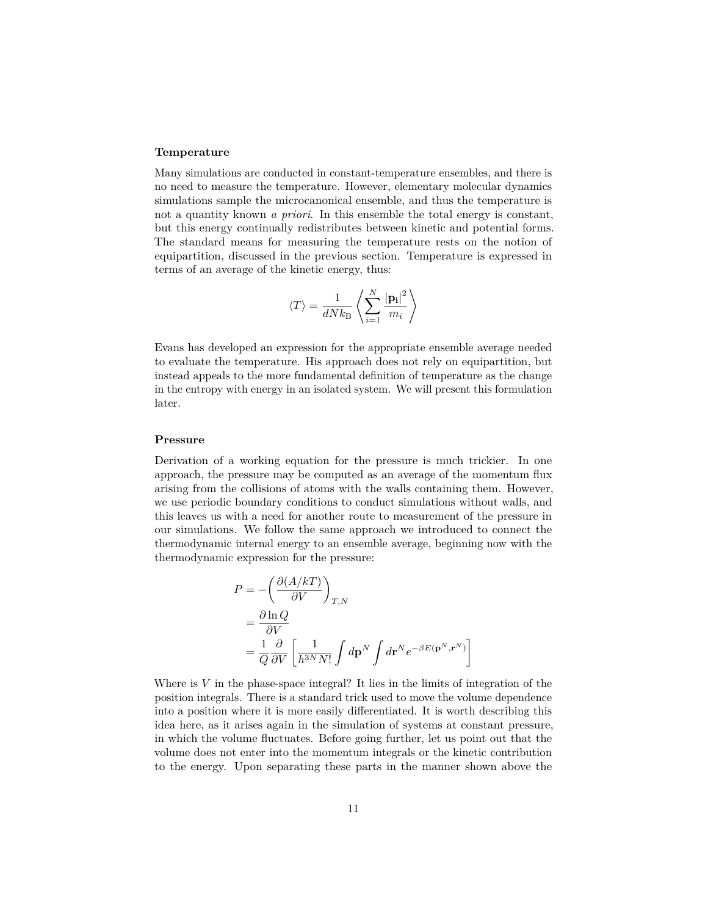### Temperature

Many simulations are conducted in constant-temperature ensembles, and there is no need to measure the temperature. However, elementary molecular dynamics simulations sample the microcanonical ensemble, and thus the temperature is not a quantity known *a priori*. In this ensemble the total energy is constant, but this energy continually redistributes between kinetic and potential forms. The standard means for measuring the temperature rests on the notion of equipartition, discussed in the previous section. Temperature is expressed in terms of an average of the kinetic energy, thus:

$$\langle T \rangle = \frac{1}{dNk_{\mathrm{B}}} \left\langle \sum_{i=1}^{N} \frac{|\mathbf{p_i}|^2}{m_i} \right\rangle$$

Evans has developed an expression for the appropriate ensemble average needed to evaluate the temperature. His approach does not rely on equipartition, but instead appeals to the more fundamental definition of temperature as the change in the entropy with energy in an isolated system. We will present this formulation later.

### Pressure

Derivation of a working equation for the pressure is much trickier. In one approach, the pressure may be computed as an average of the momentum flux arising from the collisions of atoms with the walls containing them. However, we use periodic boundary conditions to conduct simulations without walls, and this leaves us with a need for another route to measurement of the pressure in our simulations. We follow the same approach we introduced to connect the thermodynamic internal energy to an ensemble average, beginning now with the thermodynamic expression for the pressure:

$$\begin{aligned}
P &= -\left(\frac{\partial (A/kT)}{\partial V}\right)_{T,N} \\
&= \frac{\partial \ln Q}{\partial V} \\
&= \frac{1}{Q}\frac{\partial}{\partial V}\left[\frac{1}{h^{3N}N!}\int d\mathbf{p}^N \int d\mathbf{r}^N e^{-\beta E(\mathbf{p}^N,\mathbf{r}^N)}\right]
\end{aligned}$$

Where is $V$ in the phase-space integral? It lies in the limits of integration of the position integrals. There is a standard trick used to move the volume dependence into a position where it is more easily differentiated. It is worth describing this idea here, as it arises again in the simulation of systems at constant pressure, in which the volume fluctuates. Before going further, let us point out that the volume does not enter into the momentum integrals or the kinetic contribution to the energy. Upon separating these parts in the manner shown above the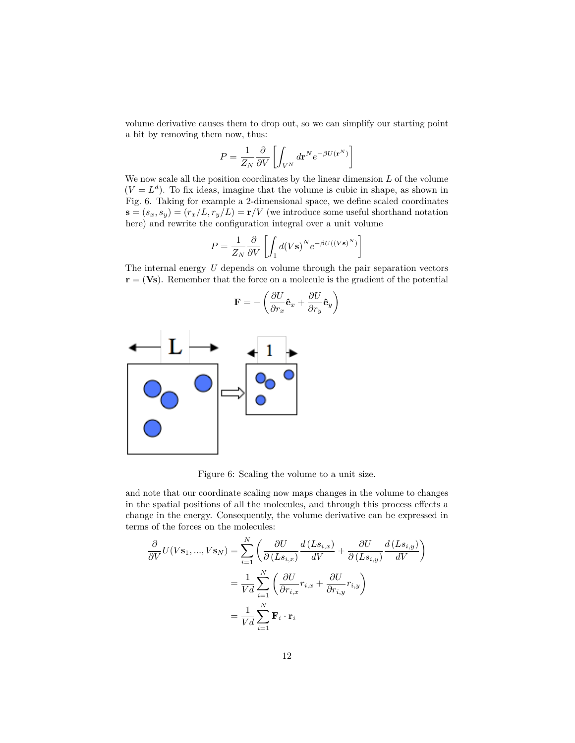volume derivative causes them to drop out, so we can simplify our starting point a bit by removing them now, thus:

$$P = \frac{1}{Z_N}\frac{\partial}{\partial V}\left[\int_{V^N} d\mathbf{r}^N e^{-\beta U(\mathbf{r}^N)}\right]$$

We now scale all the position coordinates by the linear dimension $L$ of the volume ($V = L^d$). To fix ideas, imagine that the volume is cubic in shape, as shown in Fig. 6. Taking for example a 2-dimensional space, we define scaled coordinates $\mathbf{s} = (s_x, s_y) = (r_x/L, r_y/L) = \mathbf{r}/V$ (we introduce some useful shorthand notation here) and rewrite the configuration integral over a unit volume

$$P = \frac{1}{Z_N}\frac{\partial}{\partial V}\left[\int_1 d(V\mathbf{s})^N e^{-\beta U((V\mathbf{s})^N)}\right]$$

The internal energy $U$ depends on volume through the pair separation vectors $\mathbf{r} = (\mathbf{V}\mathbf{s})$. Remember that the force on a molecule is the gradient of the potential

$$\mathbf{F} = -\left(\frac{\partial U}{\partial r_x}\hat{\mathbf{e}}_x + \frac{\partial U}{\partial r_y}\hat{\mathbf{e}}_y\right)$$

Figure 6: Scaling the volume to a unit size.

and note that our coordinate scaling now maps changes in the volume to changes in the spatial positions of all the molecules, and through this process effects a change in the energy. Consequently, the volume derivative can be expressed in terms of the forces on the molecules:

$$\begin{aligned}
\frac{\partial}{\partial V}U(V\mathbf{s}_1, ..., V\mathbf{s}_N) &= \sum_{i=1}^{N}\left(\frac{\partial U}{\partial\left(Ls_{i,x}\right)}\frac{d\left(Ls_{i,x}\right)}{dV} + \frac{\partial U}{\partial\left(Ls_{i,y}\right)}\frac{d\left(Ls_{i,y}\right)}{dV}\right) \\
&= \frac{1}{Vd}\sum_{i=1}^{N}\left(\frac{\partial U}{\partial r_{i,x}}r_{i,x} + \frac{\partial U}{\partial r_{i,y}}r_{i,y}\right) \\
&= \frac{1}{Vd}\sum_{i=1}^{N}\mathbf{F}_i \cdot \mathbf{r}_i
\end{aligned}$$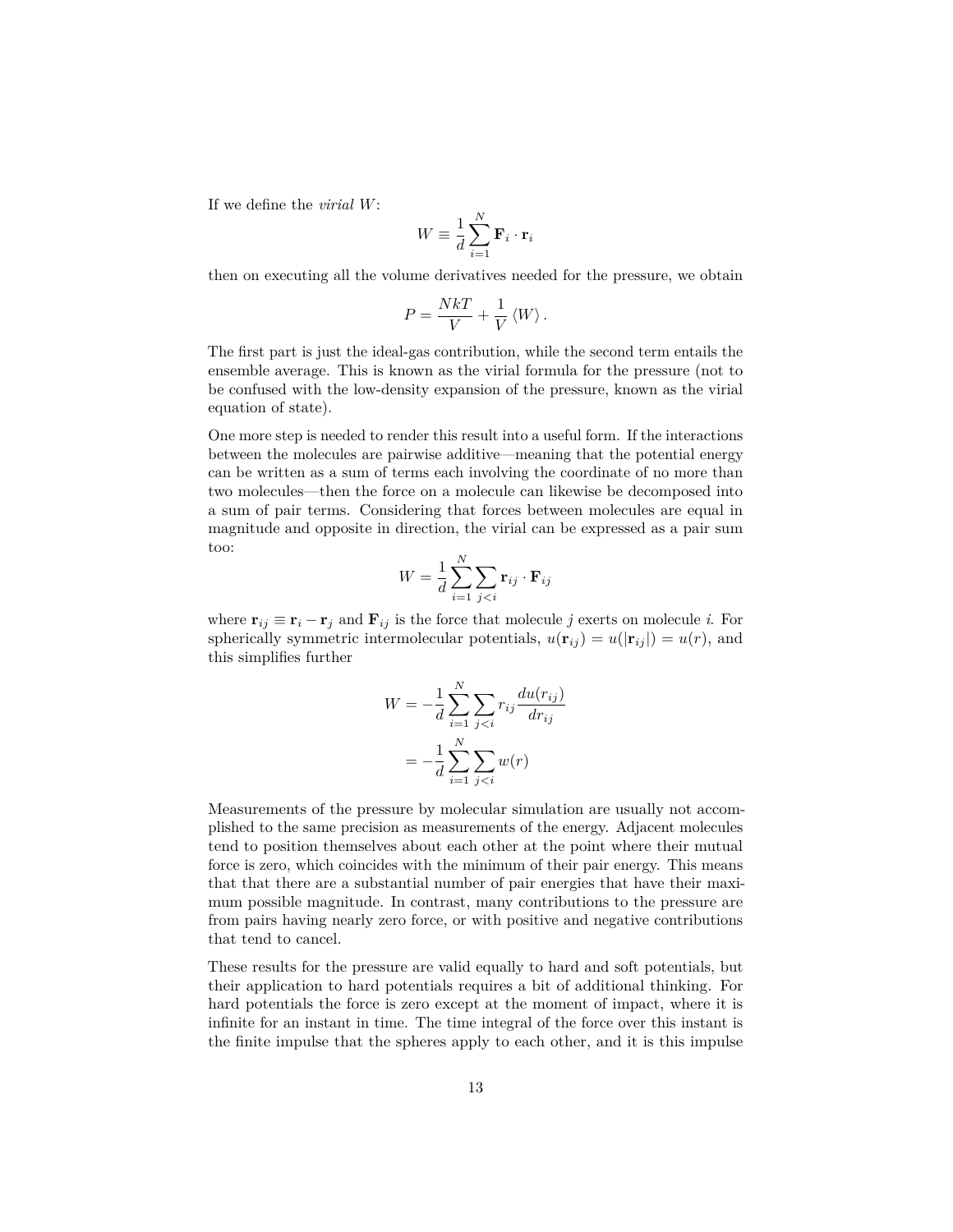If we define the *virial* $W$:

$$W \equiv \frac{1}{d} \sum_{i=1}^{N} \mathbf{F}_i \cdot \mathbf{r}_i$$

then on executing all the volume derivatives needed for the pressure, we obtain

$$P = \frac{NkT}{V} + \frac{1}{V} \langle W \rangle .$$

The first part is just the ideal-gas contribution, while the second term entails the ensemble average. This is known as the virial formula for the pressure (not to be confused with the low-density expansion of the pressure, known as the virial equation of state).

One more step is needed to render this result into a useful form. If the interactions between the molecules are pairwise additive—meaning that the potential energy can be written as a sum of terms each involving the coordinate of no more than two molecules—then the force on a molecule can likewise be decomposed into a sum of pair terms. Considering that forces between molecules are equal in magnitude and opposite in direction, the virial can be expressed as a pair sum too:

$$W = \frac{1}{d} \sum_{i=1}^{N} \sum_{j<i} \mathbf{r}_{ij} \cdot \mathbf{F}_{ij}$$

where $\mathbf{r}_{ij} \equiv \mathbf{r}_i - \mathbf{r}_j$ and $\mathbf{F}_{ij}$ is the force that molecule $j$ exerts on molecule $i$. For spherically symmetric intermolecular potentials, $u(\mathbf{r}_{ij}) = u(|\mathbf{r}_{ij}|) = u(r)$, and this simplifies further

$$\begin{aligned} W &= -\frac{1}{d} \sum_{i=1}^{N} \sum_{j<i} r_{ij} \frac{du(r_{ij})}{dr_{ij}} \\ &= -\frac{1}{d} \sum_{i=1}^{N} \sum_{j<i} w(r) \end{aligned}$$

Measurements of the pressure by molecular simulation are usually not accomplished to the same precision as measurements of the energy. Adjacent molecules tend to position themselves about each other at the point where their mutual force is zero, which coincides with the minimum of their pair energy. This means that that there are a substantial number of pair energies that have their maximum possible magnitude. In contrast, many contributions to the pressure are from pairs having nearly zero force, or with positive and negative contributions that tend to cancel.

These results for the pressure are valid equally to hard and soft potentials, but their application to hard potentials requires a bit of additional thinking. For hard potentials the force is zero except at the moment of impact, where it is infinite for an instant in time. The time integral of the force over this instant is the finite impulse that the spheres apply to each other, and it is this impulse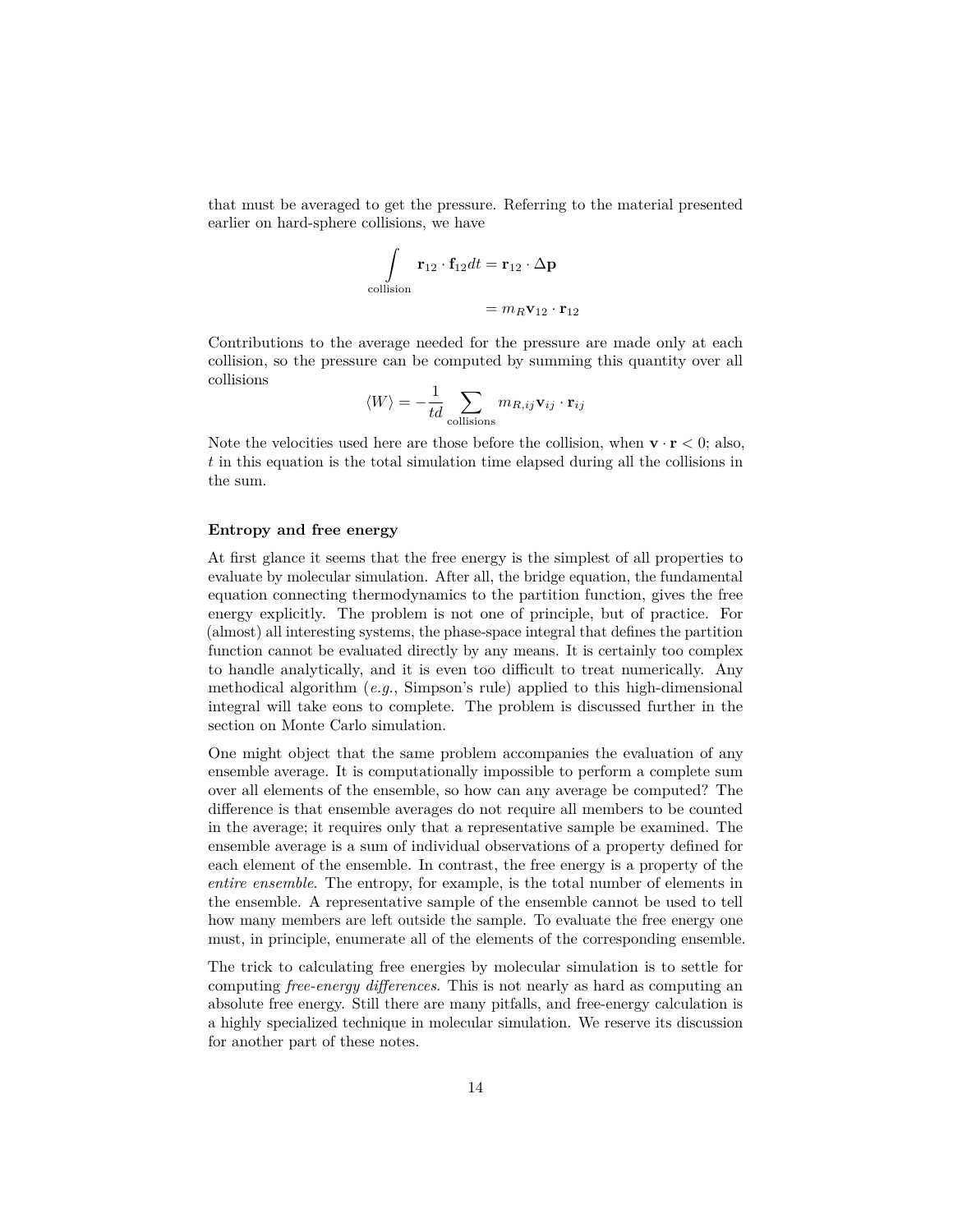that must be averaged to get the pressure. Referring to the material presented earlier on hard-sphere collisions, we have

$$\int_{\text{collision}} \mathbf{r}_{12} \cdot \mathbf{f}_{12} dt = \mathbf{r}_{12} \cdot \Delta \mathbf{p}$$

$$= m_R \mathbf{v}_{12} \cdot \mathbf{r}_{12}$$

Contributions to the average needed for the pressure are made only at each collision, so the pressure can be computed by summing this quantity over all collisions

$$\langle W \rangle = -\frac{1}{td} \sum_{\text{collisions}} m_{R,ij} \mathbf{v}_{ij} \cdot \mathbf{r}_{ij}$$

Note the velocities used here are those before the collision, when $\mathbf{v} \cdot \mathbf{r} < 0$; also, $t$ in this equation is the total simulation time elapsed during all the collisions in the sum.

### Entropy and free energy

At first glance it seems that the free energy is the simplest of all properties to evaluate by molecular simulation. After all, the bridge equation, the fundamental equation connecting thermodynamics to the partition function, gives the free energy explicitly. The problem is not one of principle, but of practice. For (almost) all interesting systems, the phase-space integral that defines the partition function cannot be evaluated directly by any means. It is certainly too complex to handle analytically, and it is even too difficult to treat numerically. Any methodical algorithm (*e.g.*, Simpson's rule) applied to this high-dimensional integral will take eons to complete. The problem is discussed further in the section on Monte Carlo simulation.

One might object that the same problem accompanies the evaluation of any ensemble average. It is computationally impossible to perform a complete sum over all elements of the ensemble, so how can any average be computed? The difference is that ensemble averages do not require all members to be counted in the average; it requires only that a representative sample be examined. The ensemble average is a sum of individual observations of a property defined for each element of the ensemble. In contrast, the free energy is a property of the *entire ensemble*. The entropy, for example, is the total number of elements in the ensemble. A representative sample of the ensemble cannot be used to tell how many members are left outside the sample. To evaluate the free energy one must, in principle, enumerate all of the elements of the corresponding ensemble.

The trick to calculating free energies by molecular simulation is to settle for computing *free-energy differences*. This is not nearly as hard as computing an absolute free energy. Still there are many pitfalls, and free-energy calculation is a highly specialized technique in molecular simulation. We reserve its discussion for another part of these notes.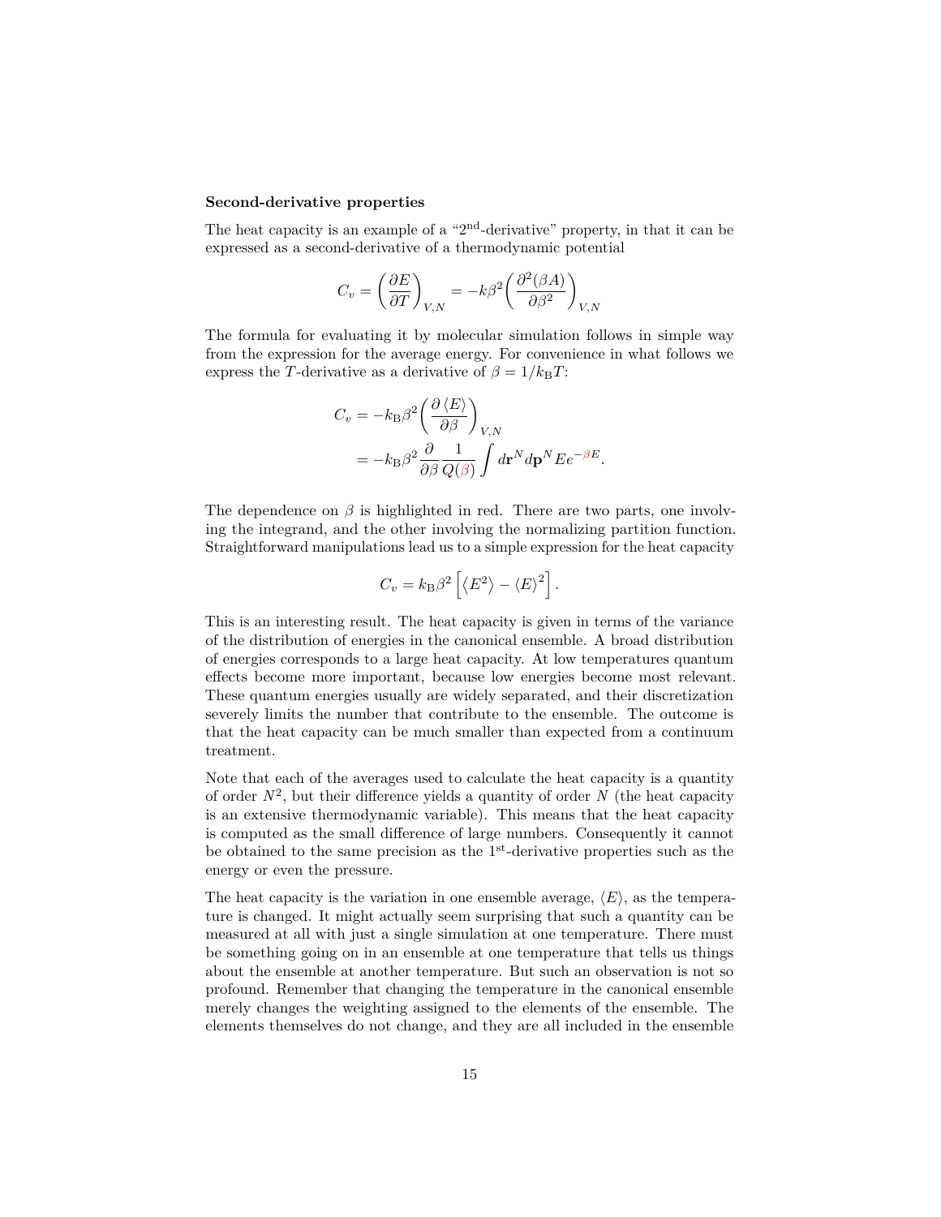**Second-derivative properties**

The heat capacity is an example of a "2$^{\text{nd}}$-derivative" property, in that it can be expressed as a second-derivative of a thermodynamic potential

$$C_v = \left(\frac{\partial E}{\partial T}\right)_{V,N} = -k\beta^2\left(\frac{\partial^2(\beta A)}{\partial \beta^2}\right)_{V,N}$$

The formula for evaluating it by molecular simulation follows in simple way from the expression for the average energy. For convenience in what follows we express the $T$-derivative as a derivative of $\beta = 1/k_{\mathrm{B}}T$:

$$\begin{aligned} C_v &= -k_{\mathrm{B}}\beta^2\left(\frac{\partial\langle E\rangle}{\partial \beta}\right)_{V,N} \\ &= -k_{\mathrm{B}}\beta^2\frac{\partial}{\partial\beta}\frac{1}{Q(\beta)}\int d\mathbf{r}^N d\mathbf{p}^N E e^{-\beta E}. \end{aligned}$$

The dependence on $\beta$ is highlighted in red. There are two parts, one involving the integrand, and the other involving the normalizing partition function. Straightforward manipulations lead us to a simple expression for the heat capacity

$$C_v = k_{\mathrm{B}}\beta^2\left[\left\langle E^2\right\rangle - \langle E\rangle^2\right].$$

This is an interesting result. The heat capacity is given in terms of the variance of the distribution of energies in the canonical ensemble. A broad distribution of energies corresponds to a large heat capacity. At low temperatures quantum effects become more important, because low energies become most relevant. These quantum energies usually are widely separated, and their discretization severely limits the number that contribute to the ensemble. The outcome is that the heat capacity can be much smaller than expected from a continuum treatment.

Note that each of the averages used to calculate the heat capacity is a quantity of order $N^2$, but their difference yields a quantity of order $N$ (the heat capacity is an extensive thermodynamic variable). This means that the heat capacity is computed as the small difference of large numbers. Consequently it cannot be obtained to the same precision as the 1$^{\text{st}}$-derivative properties such as the energy or even the pressure.

The heat capacity is the variation in one ensemble average, $\langle E\rangle$, as the temperature is changed. It might actually seem surprising that such a quantity can be measured at all with just a single simulation at one temperature. There must be something going on in an ensemble at one temperature that tells us things about the ensemble at another temperature. But such an observation is not so profound. Remember that changing the temperature in the canonical ensemble merely changes the weighting assigned to the elements of the ensemble. The elements themselves do not change, and they are all included in the ensemble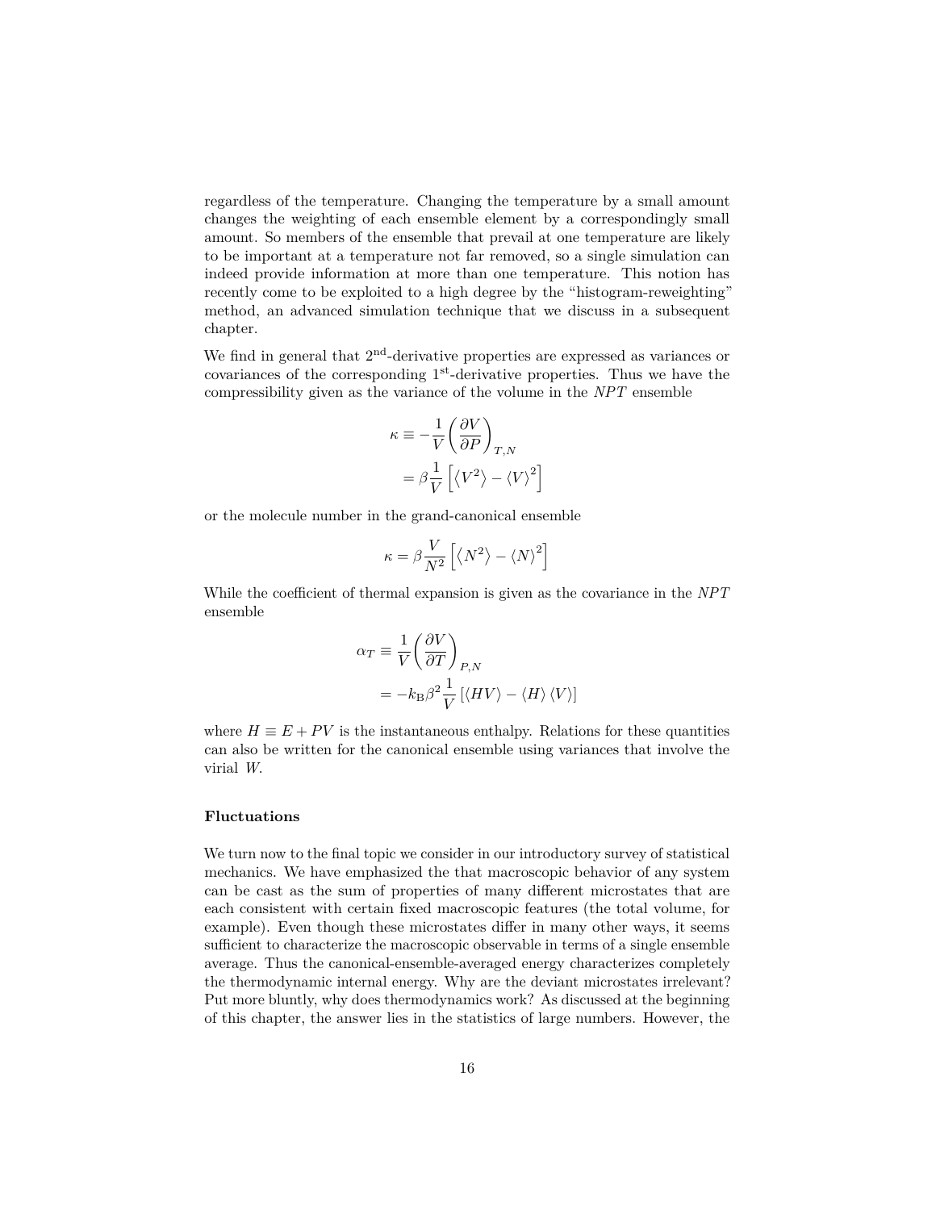regardless of the temperature. Changing the temperature by a small amount changes the weighting of each ensemble element by a correspondingly small amount. So members of the ensemble that prevail at one temperature are likely to be important at a temperature not far removed, so a single simulation can indeed provide information at more than one temperature. This notion has recently come to be exploited to a high degree by the "histogram-reweighting" method, an advanced simulation technique that we discuss in a subsequent chapter.

We find in general that 2$^{\text{nd}}$-derivative properties are expressed as variances or covariances of the corresponding 1$^{\text{st}}$-derivative properties. Thus we have the compressibility given as the variance of the volume in the $NPT$ ensemble

$$
\begin{aligned}
\kappa &\equiv -\frac{1}{V}\left(\frac{\partial V}{\partial P}\right)_{T,N} \\
&= \beta \frac{1}{V}\left[\left\langle V^2\right\rangle - \left\langle V\right\rangle^2\right]
\end{aligned}
$$

or the molecule number in the grand-canonical ensemble

$$
\kappa = \beta \frac{V}{N^2}\left[\left\langle N^2\right\rangle - \left\langle N\right\rangle^2\right]
$$

While the coefficient of thermal expansion is given as the covariance in the $NPT$ ensemble

$$
\begin{aligned}
\alpha_T &\equiv \frac{1}{V}\left(\frac{\partial V}{\partial T}\right)_{P,N} \\
&= -k_{\mathrm{B}}\beta^2 \frac{1}{V}\left[\left\langle HV\right\rangle - \left\langle H\right\rangle\left\langle V\right\rangle\right]
\end{aligned}
$$

where $H \equiv E + PV$ is the instantaneous enthalpy. Relations for these quantities can also be written for the canonical ensemble using variances that involve the virial $W$.

### Fluctuations

We turn now to the final topic we consider in our introductory survey of statistical mechanics. We have emphasized the that macroscopic behavior of any system can be cast as the sum of properties of many different microstates that are each consistent with certain fixed macroscopic features (the total volume, for example). Even though these microstates differ in many other ways, it seems sufficient to characterize the macroscopic observable in terms of a single ensemble average. Thus the canonical-ensemble-averaged energy characterizes completely the thermodynamic internal energy. Why are the deviant microstates irrelevant? Put more bluntly, why does thermodynamics work? As discussed at the beginning of this chapter, the answer lies in the statistics of large numbers. However, the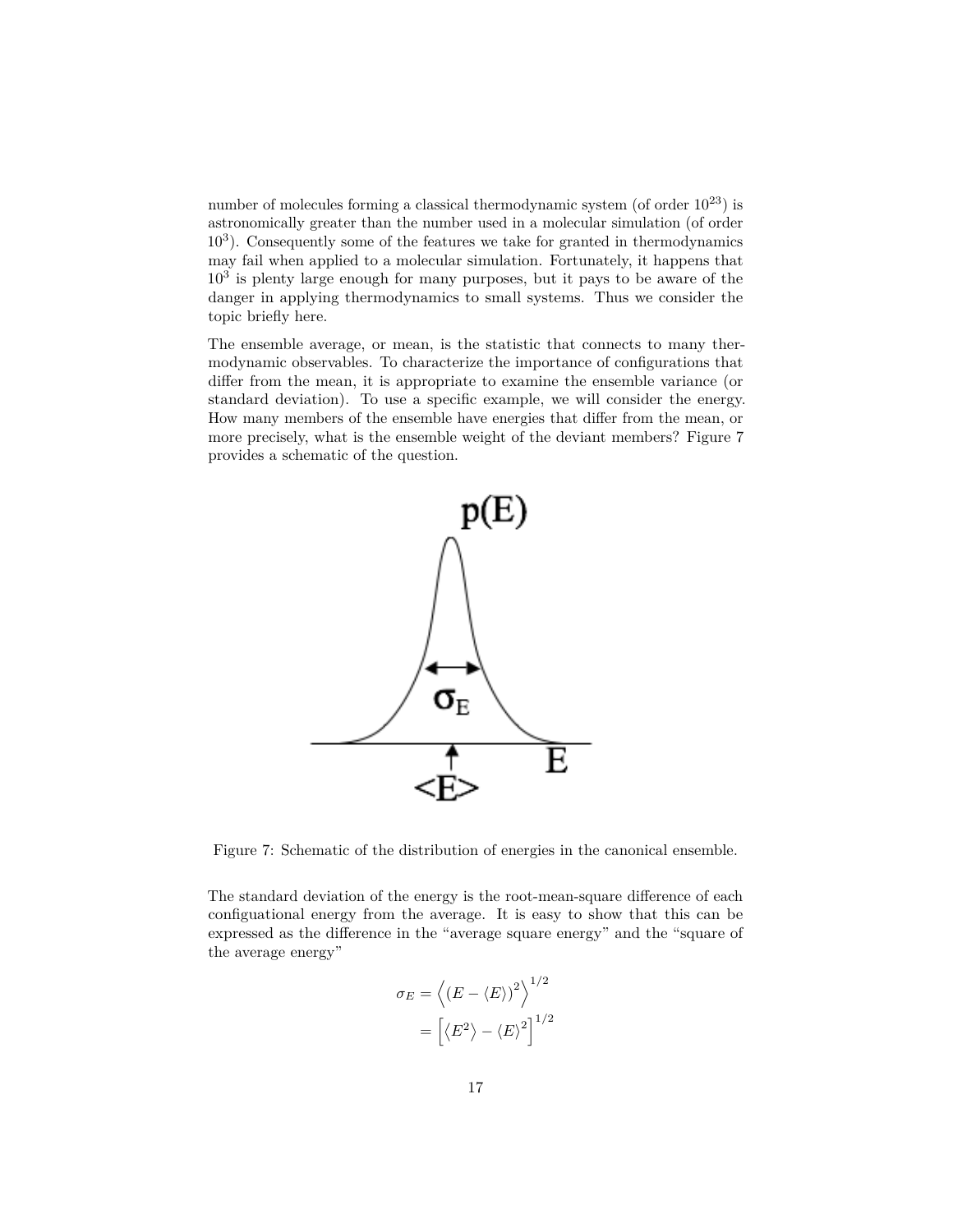number of molecules forming a classical thermodynamic system (of order $10^{23}$) is astronomically greater than the number used in a molecular simulation (of order $10^3$). Consequently some of the features we take for granted in thermodynamics may fail when applied to a molecular simulation. Fortunately, it happens that $10^3$ is plenty large enough for many purposes, but it pays to be aware of the danger in applying thermodynamics to small systems. Thus we consider the topic briefly here.

The ensemble average, or mean, is the statistic that connects to many thermodynamic observables. To characterize the importance of configurations that differ from the mean, it is appropriate to examine the ensemble variance (or standard deviation). To use a specific example, we will consider the energy. How many members of the ensemble have energies that differ from the mean, or more precisely, what is the ensemble weight of the deviant members? Figure 7 provides a schematic of the question.

Figure 7: Schematic of the distribution of energies in the canonical ensemble.

The standard deviation of the energy is the root-mean-square difference of each configuational energy from the average. It is easy to show that this can be expressed as the difference in the "average square energy" and the "square of the average energy"

$$\begin{aligned}\sigma_E &= \left\langle (E - \langle E \rangle)^2 \right\rangle^{1/2} \\ &= \left[ \left\langle E^2 \right\rangle - \langle E \rangle^2 \right]^{1/2}\end{aligned}$$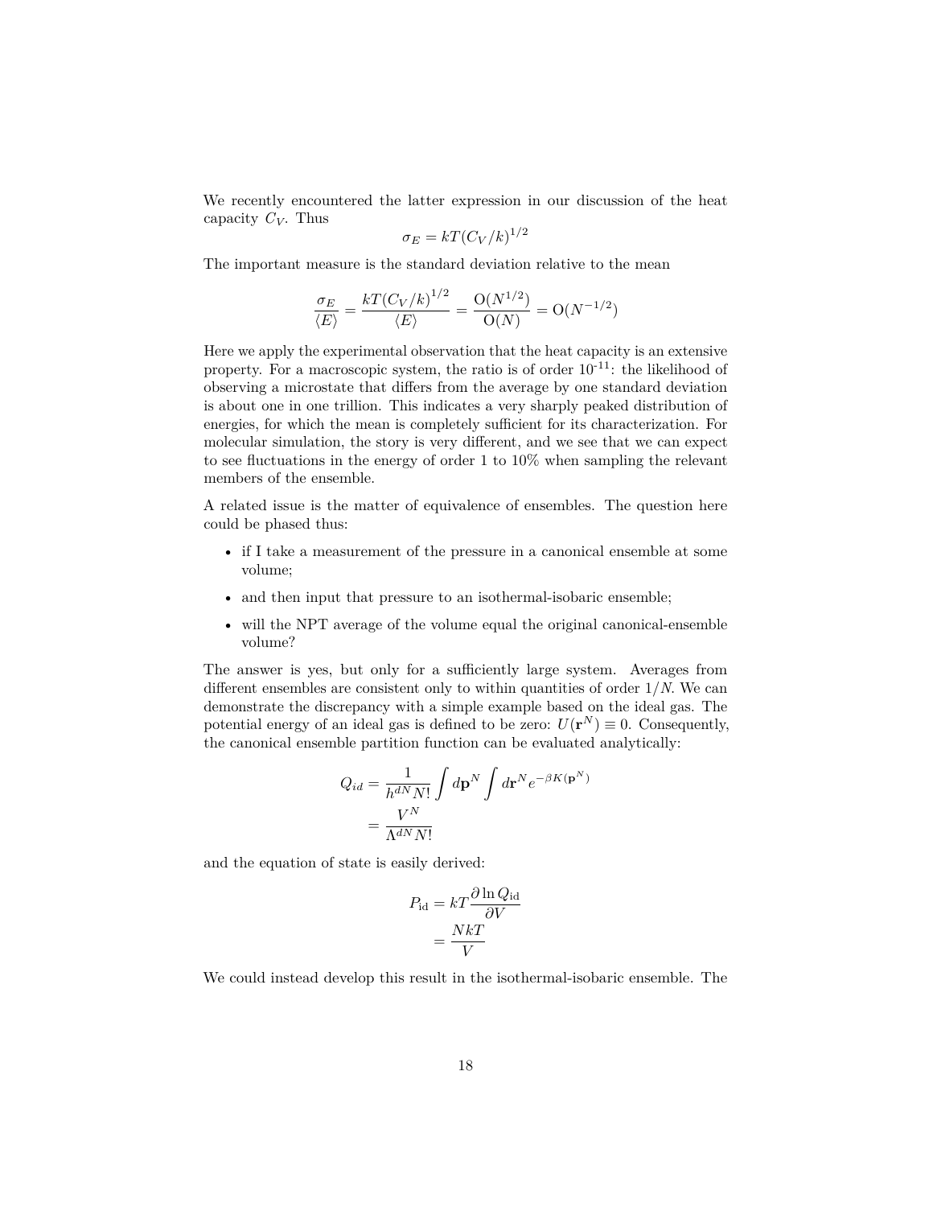We recently encountered the latter expression in our discussion of the heat capacity $C_V$. Thus

$$\sigma_E = kT(C_V/k)^{1/2}$$

The important measure is the standard deviation relative to the mean

$$\frac{\sigma_E}{\langle E\rangle} = \frac{kT(C_V/k)^{1/2}}{\langle E\rangle} = \frac{\mathrm{O}(N^{1/2})}{\mathrm{O}(N)} = \mathrm{O}(N^{-1/2})$$

Here we apply the experimental observation that the heat capacity is an extensive property. For a macroscopic system, the ratio is of order $10^{-11}$: the likelihood of observing a microstate that differs from the average by one standard deviation is about one in one trillion. This indicates a very sharply peaked distribution of energies, for which the mean is completely sufficient for its characterization. For molecular simulation, the story is very different, and we see that we can expect to see fluctuations in the energy of order 1 to 10% when sampling the relevant members of the ensemble.

A related issue is the matter of equivalence of ensembles. The question here could be phased thus:

- if I take a measurement of the pressure in a canonical ensemble at some volume;
- and then input that pressure to an isothermal-isobaric ensemble;
- will the NPT average of the volume equal the original canonical-ensemble volume?

The answer is yes, but only for a sufficiently large system. Averages from different ensembles are consistent only to within quantities of order $1/N$. We can demonstrate the discrepancy with a simple example based on the ideal gas. The potential energy of an ideal gas is defined to be zero: $U(\mathbf{r}^N) \equiv 0$. Consequently, the canonical ensemble partition function can be evaluated analytically:

$$\begin{aligned} Q_{id} &= \frac{1}{h^{dN}N!}\int d\mathbf{p}^N \int d\mathbf{r}^N e^{-\beta K(\mathbf{p}^N)} \\ &= \frac{V^N}{\Lambda^{dN}N!} \end{aligned}$$

and the equation of state is easily derived:

$$\begin{aligned} P_{\mathrm{id}} &= kT\frac{\partial \ln Q_{\mathrm{id}}}{\partial V} \\ &= \frac{NkT}{V} \end{aligned}$$

We could instead develop this result in the isothermal-isobaric ensemble. The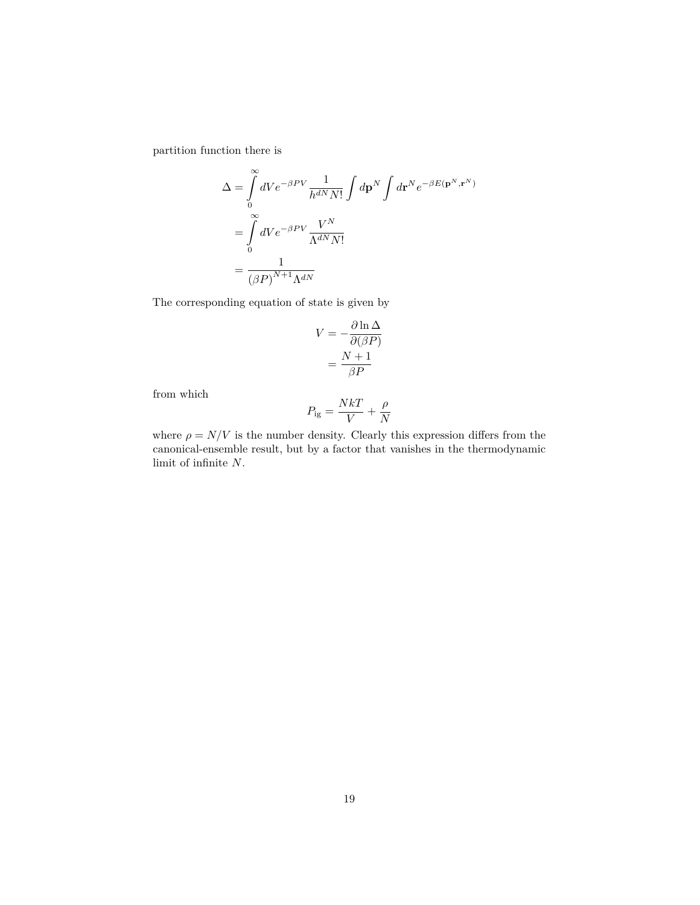partition function there is

$$
\begin{aligned}
\Delta &= \int_0^\infty dV e^{-\beta PV} \frac{1}{h^{dN} N!} \int d\mathbf{p}^N \int d\mathbf{r}^N e^{-\beta E(\mathbf{p}^N, \mathbf{r}^N)} \\
&= \int_0^\infty dV e^{-\beta PV} \frac{V^N}{\Lambda^{dN} N!} \\
&= \frac{1}{(\beta P)^{N+1} \Lambda^{dN}}
\end{aligned}
$$

The corresponding equation of state is given by

$$
\begin{aligned}
V &= -\frac{\partial \ln \Delta}{\partial (\beta P)} \\
&= \frac{N+1}{\beta P}
\end{aligned}
$$

from which

$$
P_{\text{ig}} = \frac{NkT}{V} + \frac{\rho}{N}
$$

where $\rho = N/V$ is the number density. Clearly this expression differs from the canonical-ensemble result, but by a factor that vanishes in the thermodynamic limit of infinite $N$.